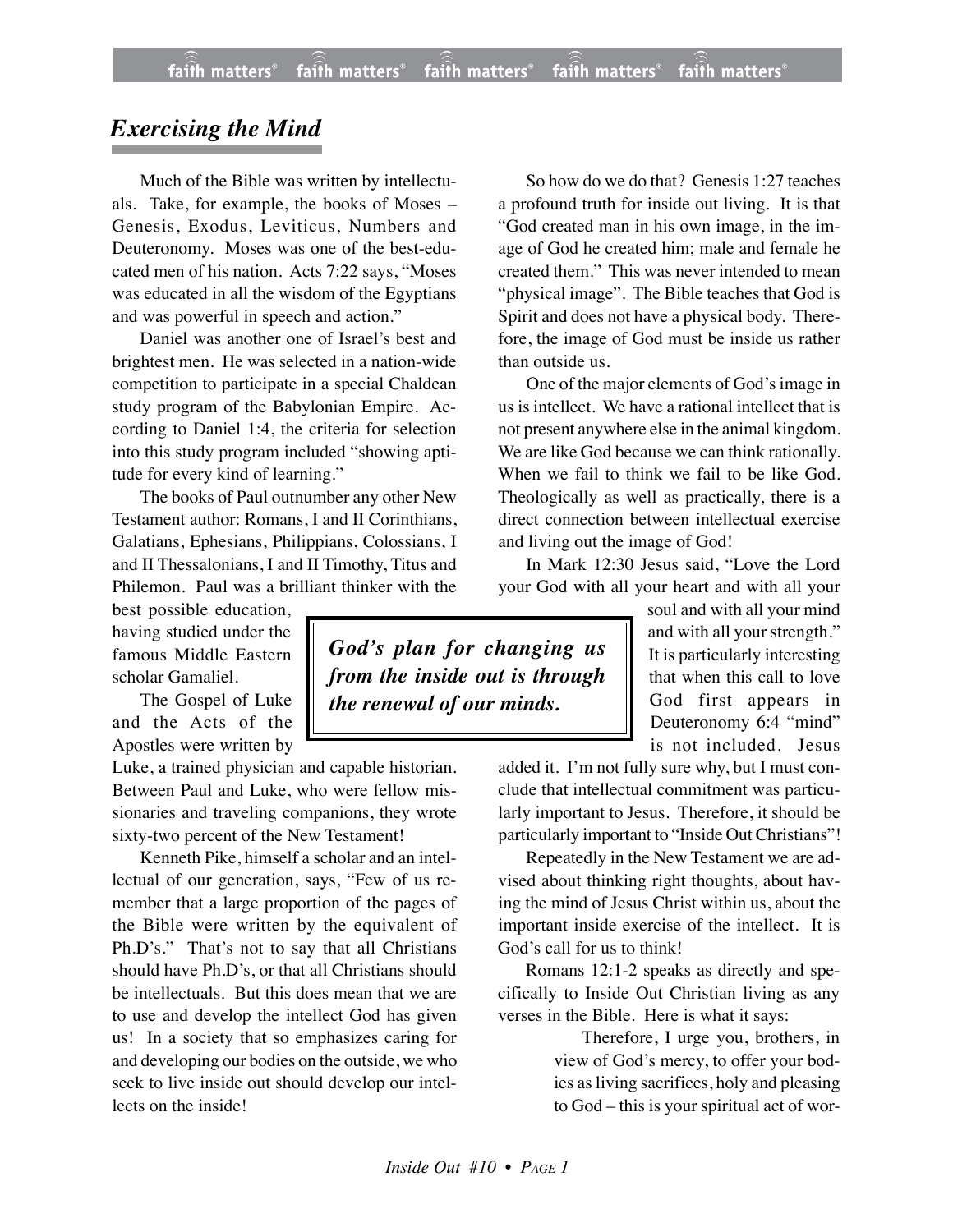## *Exercising the Mind*

Much of the Bible was written by intellectuals. Take, for example, the books of Moses – Genesis, Exodus, Leviticus, Numbers and Deuteronomy. Moses was one of the best-educated men of his nation. Acts 7:22 says, "Moses was educated in all the wisdom of the Egyptians and was powerful in speech and action."

Daniel was another one of Israel's best and brightest men. He was selected in a nation-wide competition to participate in a special Chaldean study program of the Babylonian Empire. According to Daniel 1:4, the criteria for selection into this study program included "showing aptitude for every kind of learning."

The books of Paul outnumber any other New Testament author: Romans, I and II Corinthians, Galatians, Ephesians, Philippians, Colossians, I and II Thessalonians, I and II Timothy, Titus and Philemon. Paul was a brilliant thinker with the best possible education, having studied under the famous Middle Eastern scholar Gamaliel.

The Gospel of Luke and the Acts of the Apostles were written by Luke, a trained physician and capable historian. Between Paul and Luke, who were fellow missionaries and traveling companions, they wrote sixty-two percent of the New Testament!

Kenneth Pike, himself a scholar and an intellectual of our generation, says, "Few of us remember that a large proportion of the pages of the Bible were written by the equivalent of Ph.D's." That's not to say that all Christians should have Ph.D's, or that all Christians should be intellectuals. But this does mean that we are to use and develop the intellect God has given us! In a society that so emphasizes caring for and developing our bodies on the outside, we who seek to live inside out should develop our intellects on the inside!

So how do we do that? Genesis 1:27 teaches a profound truth for inside out living. It is that "God created man in his own image, in the image of God he created him; male and female he created them." This was never intended to mean "physical image". The Bible teaches that God is Spirit and does not have a physical body. Therefore, the image of God must be inside us rather than outside us.

One of the major elements of God's image in us is intellect. We have a rational intellect that is not present anywhere else in the animal kingdom. We are like God because we can think rationally. When we fail to think we fail to be like God. Theologically as well as practically, there is a direct connection between intellectual exercise and living out the image of God!

> ***God's plan for changing us from the inside out is through the renewal of our minds.***

In Mark 12:30 Jesus said, "Love the Lord your God with all your heart and with all your soul and with all your mind and with all your strength." It is particularly interesting that when this call to love God first appears in Deuteronomy 6:4 "mind" is not included. Jesus added it. I'm not fully sure why, but I must conclude that intellectual commitment was particularly important to Jesus. Therefore, it should be particularly important to "Inside Out Christians"!

Repeatedly in the New Testament we are advised about thinking right thoughts, about having the mind of Jesus Christ within us, about the important inside exercise of the intellect. It is God's call for us to think!

Romans 12:1-2 speaks as directly and specifically to Inside Out Christian living as any verses in the Bible. Here is what it says:

> Therefore, I urge you, brothers, in view of God's mercy, to offer your bodies as living sacrifices, holy and pleasing to God – this is your spiritual act of wor-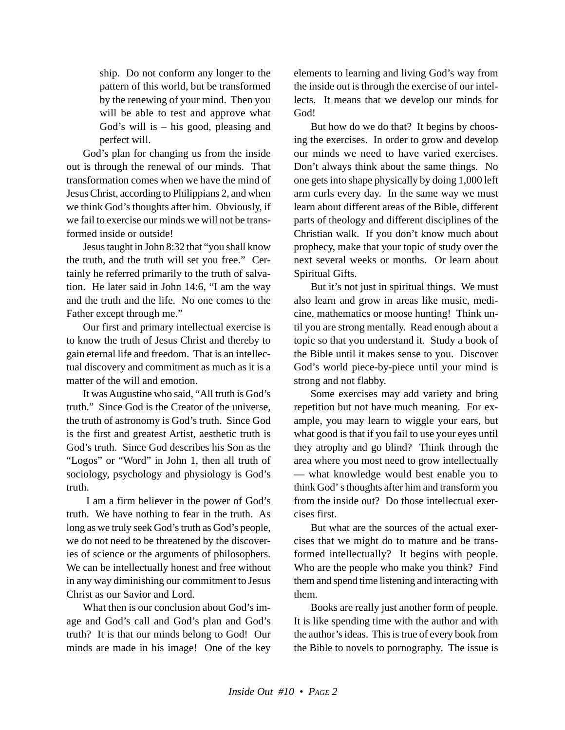ship. Do not conform any longer to the pattern of this world, but be transformed by the renewing of your mind. Then you will be able to test and approve what God's will is – his good, pleasing and perfect will.

God's plan for changing us from the inside out is through the renewal of our minds. That transformation comes when we have the mind of Jesus Christ, according to Philippians 2, and when we think God's thoughts after him. Obviously, if we fail to exercise our minds we will not be transformed inside or outside!

Jesus taught in John 8:32 that "you shall know the truth, and the truth will set you free." Certainly he referred primarily to the truth of salvation. He later said in John 14:6, "I am the way and the truth and the life. No one comes to the Father except through me."

Our first and primary intellectual exercise is to know the truth of Jesus Christ and thereby to gain eternal life and freedom. That is an intellectual discovery and commitment as much as it is a matter of the will and emotion.

It was Augustine who said, "All truth is God's truth." Since God is the Creator of the universe, the truth of astronomy is God's truth. Since God is the first and greatest Artist, aesthetic truth is God's truth. Since God describes his Son as the "Logos" or "Word" in John 1, then all truth of sociology, psychology and physiology is God's truth.

I am a firm believer in the power of God's truth. We have nothing to fear in the truth. As long as we truly seek God's truth as God's people, we do not need to be threatened by the discoveries of science or the arguments of philosophers. We can be intellectually honest and free without in any way diminishing our commitment to Jesus Christ as our Savior and Lord.

What then is our conclusion about God's image and God's call and God's plan and God's truth? It is that our minds belong to God! Our minds are made in his image! One of the key elements to learning and living God's way from the inside out is through the exercise of our intellects. It means that we develop our minds for God!

But how do we do that? It begins by choosing the exercises. In order to grow and develop our minds we need to have varied exercises. Don't always think about the same things. No one gets into shape physically by doing 1,000 left arm curls every day. In the same way we must learn about different areas of the Bible, different parts of theology and different disciplines of the Christian walk. If you don't know much about prophecy, make that your topic of study over the next several weeks or months. Or learn about Spiritual Gifts.

But it's not just in spiritual things. We must also learn and grow in areas like music, medicine, mathematics or moose hunting! Think until you are strong mentally. Read enough about a topic so that you understand it. Study a book of the Bible until it makes sense to you. Discover God's world piece-by-piece until your mind is strong and not flabby.

Some exercises may add variety and bring repetition but not have much meaning. For example, you may learn to wiggle your ears, but what good is that if you fail to use your eyes until they atrophy and go blind? Think through the area where you most need to grow intellectually — what knowledge would best enable you to think God' s thoughts after him and transform you from the inside out? Do those intellectual exercises first.

But what are the sources of the actual exercises that we might do to mature and be transformed intellectually? It begins with people. Who are the people who make you think? Find them and spend time listening and interacting with them.

Books are really just another form of people. It is like spending time with the author and with the author's ideas. This is true of every book from the Bible to novels to pornography. The issue is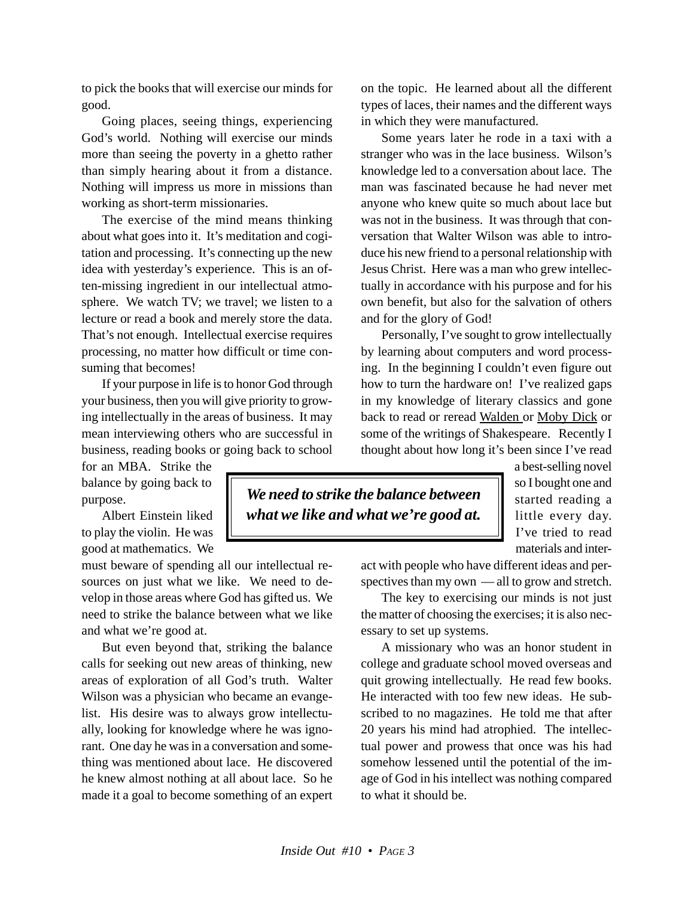to pick the books that will exercise our minds for good.

Going places, seeing things, experiencing God's world. Nothing will exercise our minds more than seeing the poverty in a ghetto rather than simply hearing about it from a distance. Nothing will impress us more in missions than working as short-term missionaries.

The exercise of the mind means thinking about what goes into it. It's meditation and cogitation and processing. It's connecting up the new idea with yesterday's experience. This is an often-missing ingredient in our intellectual atmosphere. We watch TV; we travel; we listen to a lecture or read a book and merely store the data. That's not enough. Intellectual exercise requires processing, no matter how difficult or time consuming that becomes!

If your purpose in life is to honor God through your business, then you will give priority to growing intellectually in the areas of business. It may mean interviewing others who are successful in business, reading books or going back to school for an MBA. Strike the balance by going back to purpose.

> ***We need to strike the balance between what we like and what we're good at.***

Albert Einstein liked to play the violin. He was good at mathematics. We must beware of spending all our intellectual resources on just what we like. We need to develop in those areas where God has gifted us. We need to strike the balance between what we like and what we're good at.

But even beyond that, striking the balance calls for seeking out new areas of thinking, new areas of exploration of all God's truth. Walter Wilson was a physician who became an evangelist. His desire was to always grow intellectually, looking for knowledge where he was ignorant. One day he was in a conversation and something was mentioned about lace. He discovered he knew almost nothing at all about lace. So he made it a goal to become something of an expert on the topic. He learned about all the different types of laces, their names and the different ways in which they were manufactured.

Some years later he rode in a taxi with a stranger who was in the lace business. Wilson's knowledge led to a conversation about lace. The man was fascinated because he had never met anyone who knew quite so much about lace but was not in the business. It was through that conversation that Walter Wilson was able to introduce his new friend to a personal relationship with Jesus Christ. Here was a man who grew intellectually in accordance with his purpose and for his own benefit, but also for the salvation of others and for the glory of God!

Personally, I've sought to grow intellectually by learning about computers and word processing. In the beginning I couldn't even figure out how to turn the hardware on! I've realized gaps in my knowledge of literary classics and gone back to read or reread Walden or Moby Dick or some of the writings of Shakespeare. Recently I thought about how long it's been since I've read a best-selling novel so I bought one and started reading a little every day. I've tried to read materials and interact with people who have different ideas and perspectives than my own — all to grow and stretch.

The key to exercising our minds is not just the matter of choosing the exercises; it is also necessary to set up systems.

A missionary who was an honor student in college and graduate school moved overseas and quit growing intellectually. He read few books. He interacted with too few new ideas. He subscribed to no magazines. He told me that after 20 years his mind had atrophied. The intellectual power and prowess that once was his had somehow lessened until the potential of the image of God in his intellect was nothing compared to what it should be.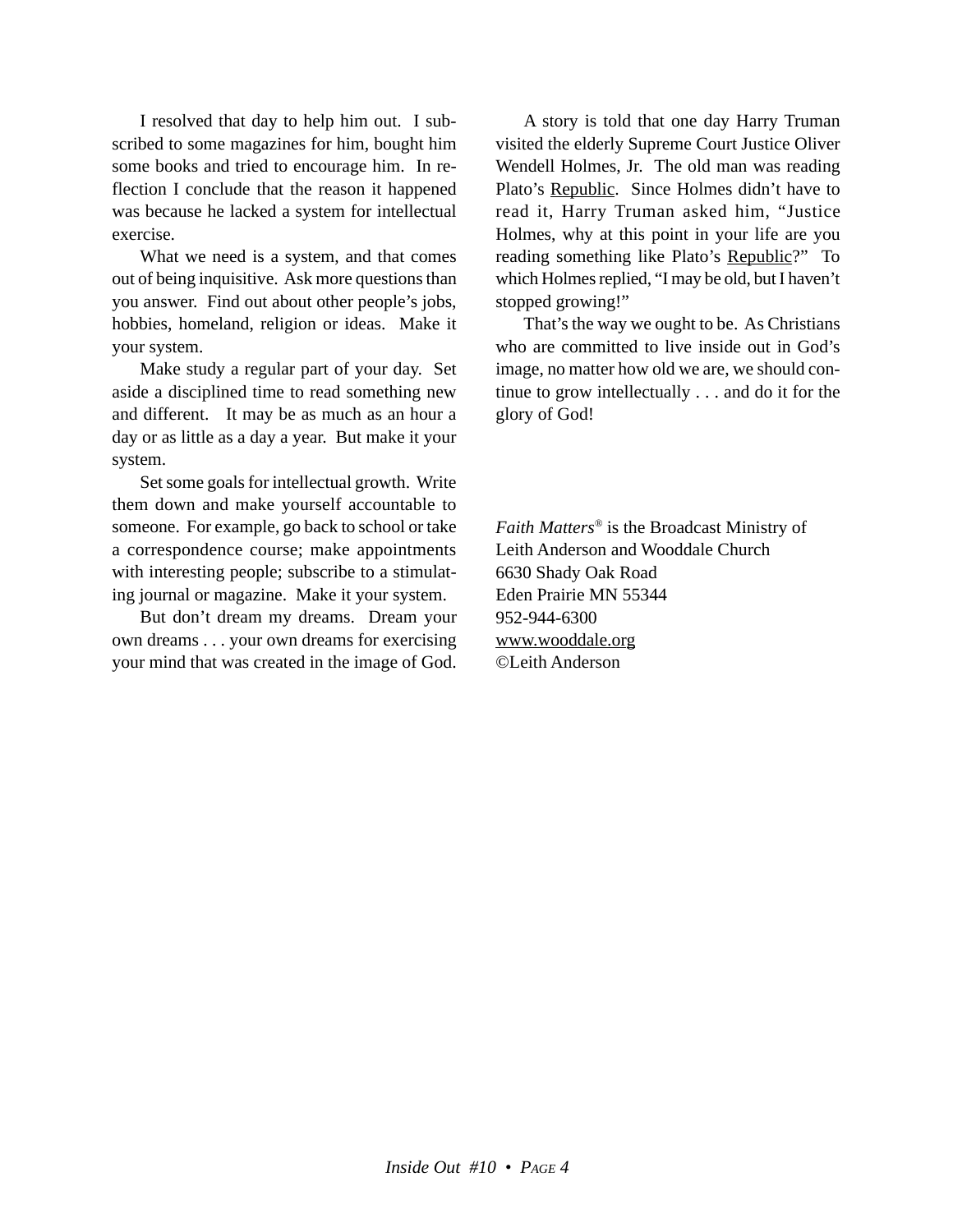I resolved that day to help him out. I subscribed to some magazines for him, bought him some books and tried to encourage him. In reflection I conclude that the reason it happened was because he lacked a system for intellectual exercise.

What we need is a system, and that comes out of being inquisitive. Ask more questions than you answer. Find out about other people's jobs, hobbies, homeland, religion or ideas. Make it your system.

Make study a regular part of your day. Set aside a disciplined time to read something new and different. It may be as much as an hour a day or as little as a day a year. But make it your system.

Set some goals for intellectual growth. Write them down and make yourself accountable to someone. For example, go back to school or take a correspondence course; make appointments with interesting people; subscribe to a stimulating journal or magazine. Make it your system.

But don't dream my dreams. Dream your own dreams . . . your own dreams for exercising your mind that was created in the image of God.

A story is told that one day Harry Truman visited the elderly Supreme Court Justice Oliver Wendell Holmes, Jr. The old man was reading Plato's Republic. Since Holmes didn't have to read it, Harry Truman asked him, "Justice Holmes, why at this point in your life are you reading something like Plato's Republic?" To which Holmes replied, "I may be old, but I haven't stopped growing!"

That's the way we ought to be. As Christians who are committed to live inside out in God's image, no matter how old we are, we should continue to grow intellectually . . . and do it for the glory of God!

*Faith Matters*® is the Broadcast Ministry of
Leith Anderson and Wooddale Church
6630 Shady Oak Road
Eden Prairie MN 55344
952-944-6300
www.wooddale.org
©Leith Anderson